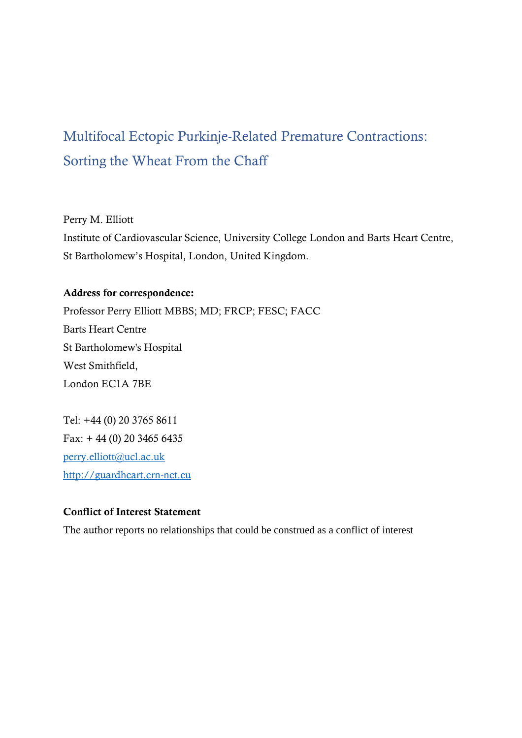# Multifocal Ectopic Purkinje-Related Premature Contractions: Sorting the Wheat From the Chaff

Perry M. Elliott

Institute of Cardiovascular Science, University College London and Barts Heart Centre, St Bartholomew's Hospital, London, United Kingdom.

**Address for correspondence:**

Professor Perry Elliott MBBS; MD; FRCP; FESC; FACC
Barts Heart Centre
St Bartholomew's Hospital
West Smithfield,
London EC1A 7BE

Tel: +44 (0) 20 3765 8611
Fax: + 44 (0) 20 3465 6435
perry.elliott@ucl.ac.uk
http://guardheart.ern-net.eu

**Conflict of Interest Statement**

The author reports no relationships that could be construed as a conflict of interest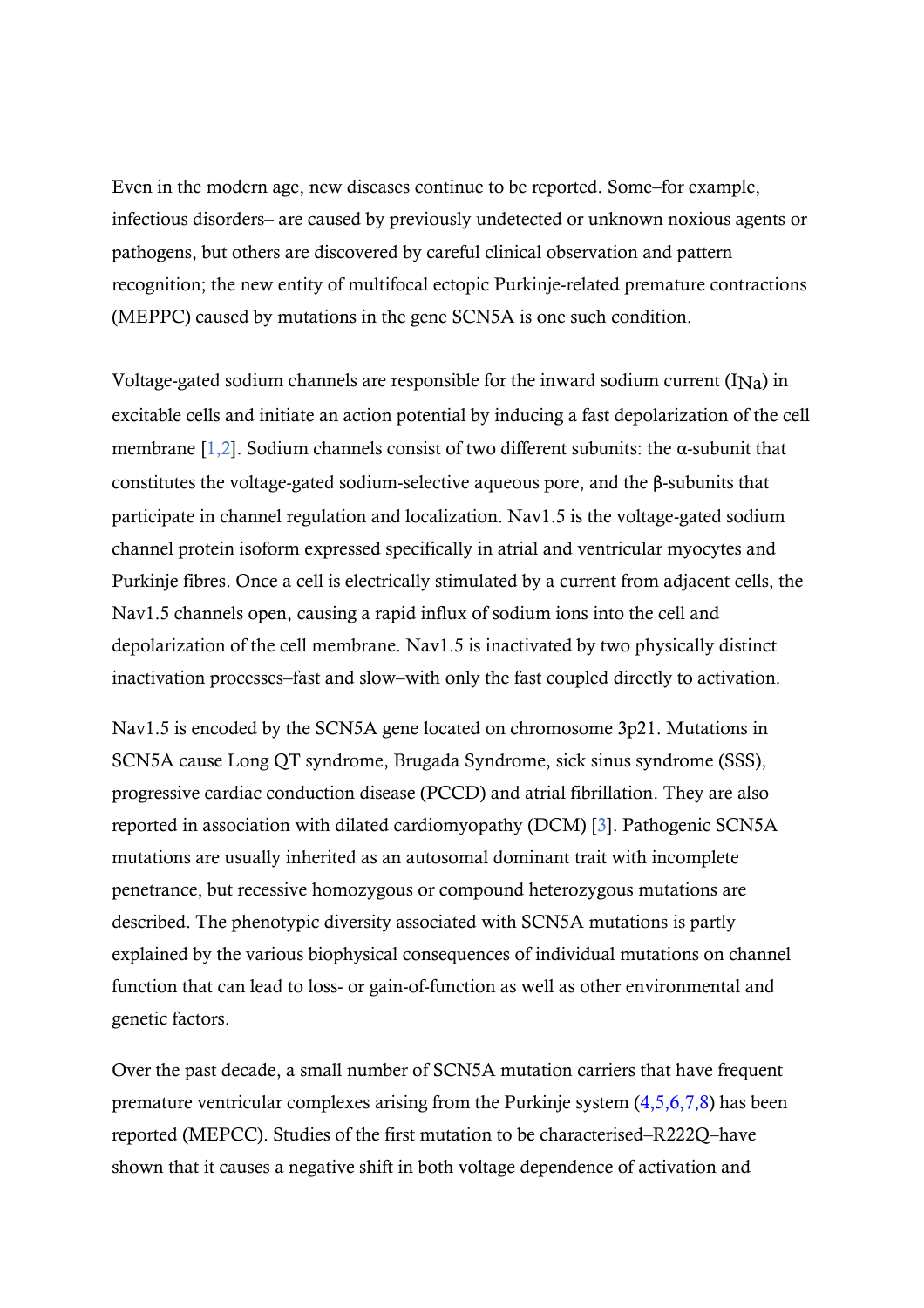Even in the modern age, new diseases continue to be reported. Some–for example, infectious disorders– are caused by previously undetected or unknown noxious agents or pathogens, but others are discovered by careful clinical observation and pattern recognition; the new entity of multifocal ectopic Purkinje-related premature contractions (MEPPC) caused by mutations in the gene SCN5A is one such condition.

Voltage-gated sodium channels are responsible for the inward sodium current ($I_{Na}$) in excitable cells and initiate an action potential by inducing a fast depolarization of the cell membrane [1,2]. Sodium channels consist of two different subunits: the α-subunit that constitutes the voltage-gated sodium-selective aqueous pore, and the β-subunits that participate in channel regulation and localization. Nav1.5 is the voltage-gated sodium channel protein isoform expressed specifically in atrial and ventricular myocytes and Purkinje fibres. Once a cell is electrically stimulated by a current from adjacent cells, the Nav1.5 channels open, causing a rapid influx of sodium ions into the cell and depolarization of the cell membrane. Nav1.5 is inactivated by two physically distinct inactivation processes–fast and slow–with only the fast coupled directly to activation.

Nav1.5 is encoded by the SCN5A gene located on chromosome 3p21. Mutations in SCN5A cause Long QT syndrome, Brugada Syndrome, sick sinus syndrome (SSS), progressive cardiac conduction disease (PCCD) and atrial fibrillation. They are also reported in association with dilated cardiomyopathy (DCM) [3]. Pathogenic SCN5A mutations are usually inherited as an autosomal dominant trait with incomplete penetrance, but recessive homozygous or compound heterozygous mutations are described. The phenotypic diversity associated with SCN5A mutations is partly explained by the various biophysical consequences of individual mutations on channel function that can lead to loss- or gain-of-function as well as other environmental and genetic factors.

Over the past decade, a small number of SCN5A mutation carriers that have frequent premature ventricular complexes arising from the Purkinje system (4,5,6,7,8) has been reported (MEPCC). Studies of the first mutation to be characterised–R222Q–have shown that it causes a negative shift in both voltage dependence of activation and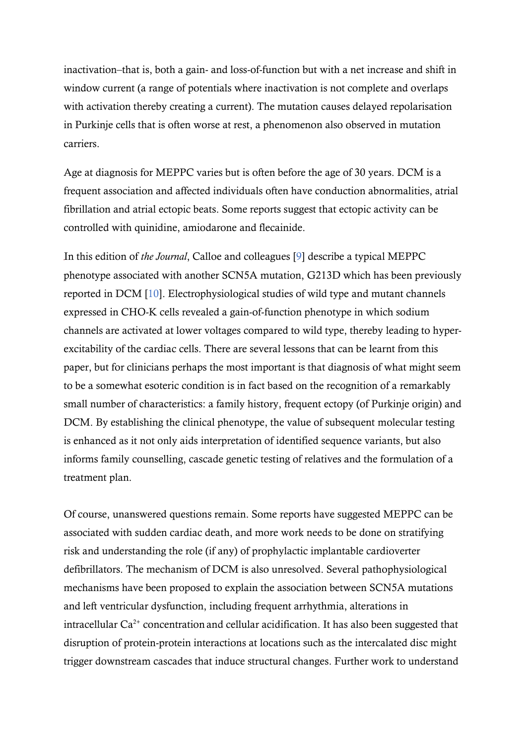inactivation–that is, both a gain- and loss-of-function but with a net increase and shift in window current (a range of potentials where inactivation is not complete and overlaps with activation thereby creating a current). The mutation causes delayed repolarisation in Purkinje cells that is often worse at rest, a phenomenon also observed in mutation carriers.

Age at diagnosis for MEPPC varies but is often before the age of 30 years. DCM is a frequent association and affected individuals often have conduction abnormalities, atrial fibrillation and atrial ectopic beats. Some reports suggest that ectopic activity can be controlled with quinidine, amiodarone and flecainide.

In this edition of *the Journal*, Calloe and colleagues [9] describe a typical MEPPC phenotype associated with another SCN5A mutation, G213D which has been previously reported in DCM [10]. Electrophysiological studies of wild type and mutant channels expressed in CHO-K cells revealed a gain-of-function phenotype in which sodium channels are activated at lower voltages compared to wild type, thereby leading to hyper-excitability of the cardiac cells. There are several lessons that can be learnt from this paper, but for clinicians perhaps the most important is that diagnosis of what might seem to be a somewhat esoteric condition is in fact based on the recognition of a remarkably small number of characteristics: a family history, frequent ectopy (of Purkinje origin) and DCM. By establishing the clinical phenotype, the value of subsequent molecular testing is enhanced as it not only aids interpretation of identified sequence variants, but also informs family counselling, cascade genetic testing of relatives and the formulation of a treatment plan.

Of course, unanswered questions remain. Some reports have suggested MEPPC can be associated with sudden cardiac death, and more work needs to be done on stratifying risk and understanding the role (if any) of prophylactic implantable cardioverter defibrillators. The mechanism of DCM is also unresolved. Several pathophysiological mechanisms have been proposed to explain the association between SCN5A mutations and left ventricular dysfunction, including frequent arrhythmia, alterations in intracellular $Ca^{2+}$ concentration and cellular acidification. It has also been suggested that disruption of protein-protein interactions at locations such as the intercalated disc might trigger downstream cascades that induce structural changes. Further work to understand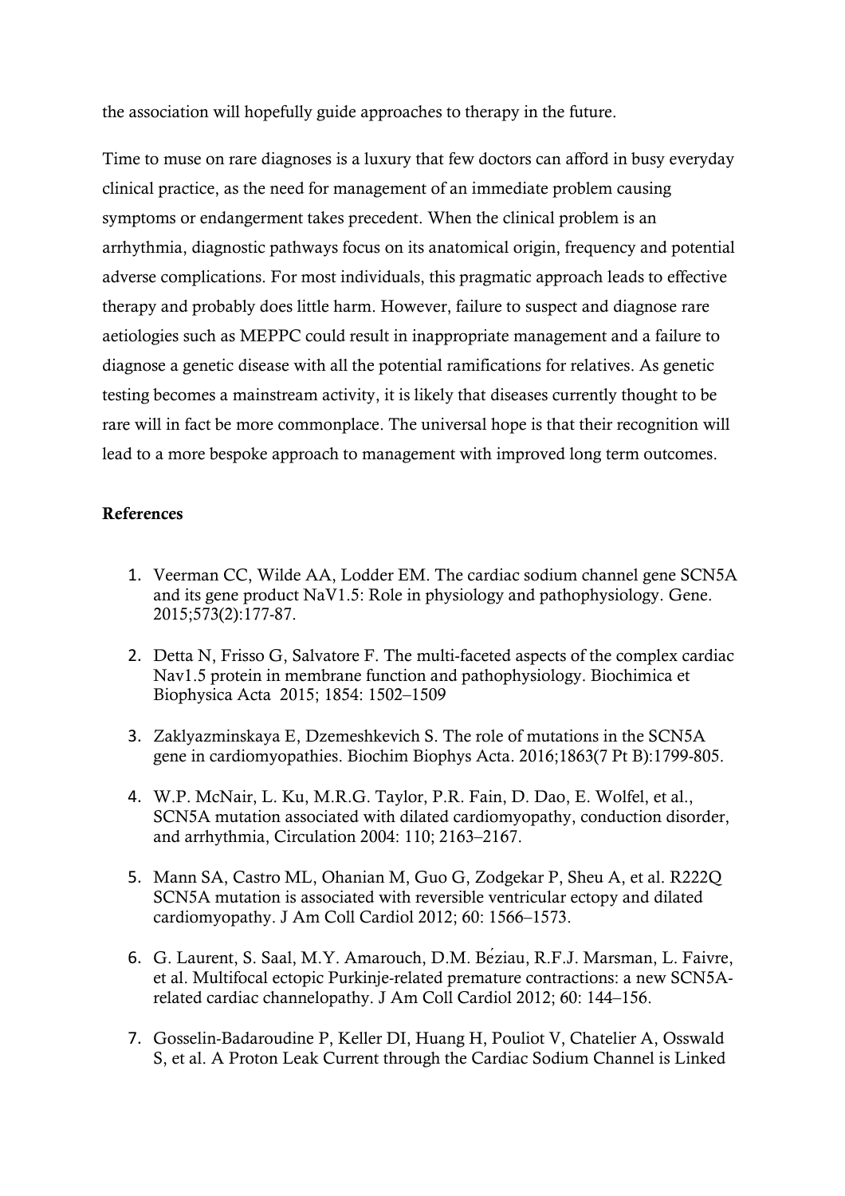the association will hopefully guide approaches to therapy in the future.

Time to muse on rare diagnoses is a luxury that few doctors can afford in busy everyday clinical practice, as the need for management of an immediate problem causing symptoms or endangerment takes precedent. When the clinical problem is an arrhythmia, diagnostic pathways focus on its anatomical origin, frequency and potential adverse complications. For most individuals, this pragmatic approach leads to effective therapy and probably does little harm. However, failure to suspect and diagnose rare aetiologies such as MEPPC could result in inappropriate management and a failure to diagnose a genetic disease with all the potential ramifications for relatives. As genetic testing becomes a mainstream activity, it is likely that diseases currently thought to be rare will in fact be more commonplace. The universal hope is that their recognition will lead to a more bespoke approach to management with improved long term outcomes.

**References**

1. Veerman CC, Wilde AA, Lodder EM. The cardiac sodium channel gene SCN5A and its gene product NaV1.5: Role in physiology and pathophysiology. Gene. 2015;573(2):177-87.

2. Detta N, Frisso G, Salvatore F. The multi-faceted aspects of the complex cardiac Nav1.5 protein in membrane function and pathophysiology. Biochimica et Biophysica Acta 2015; 1854: 1502–1509

3. Zaklyazminskaya E, Dzemeshkevich S. The role of mutations in the SCN5A gene in cardiomyopathies. Biochim Biophys Acta. 2016;1863(7 Pt B):1799-805.

4. W.P. McNair, L. Ku, M.R.G. Taylor, P.R. Fain, D. Dao, E. Wolfel, et al., SCN5A mutation associated with dilated cardiomyopathy, conduction disorder, and arrhythmia, Circulation 2004: 110; 2163–2167.

5. Mann SA, Castro ML, Ohanian M, Guo G, Zodgekar P, Sheu A, et al. R222Q SCN5A mutation is associated with reversible ventricular ectopy and dilated cardiomyopathy. J Am Coll Cardiol 2012; 60: 1566–1573.

6. G. Laurent, S. Saal, M.Y. Amarouch, D.M. Béziau, R.F.J. Marsman, L. Faivre, et al. Multifocal ectopic Purkinje-related premature contractions: a new SCN5A-related cardiac channelopathy. J Am Coll Cardiol 2012; 60: 144–156.

7. Gosselin-Badaroudine P, Keller DI, Huang H, Pouliot V, Chatelier A, Osswald S, et al. A Proton Leak Current through the Cardiac Sodium Channel is Linked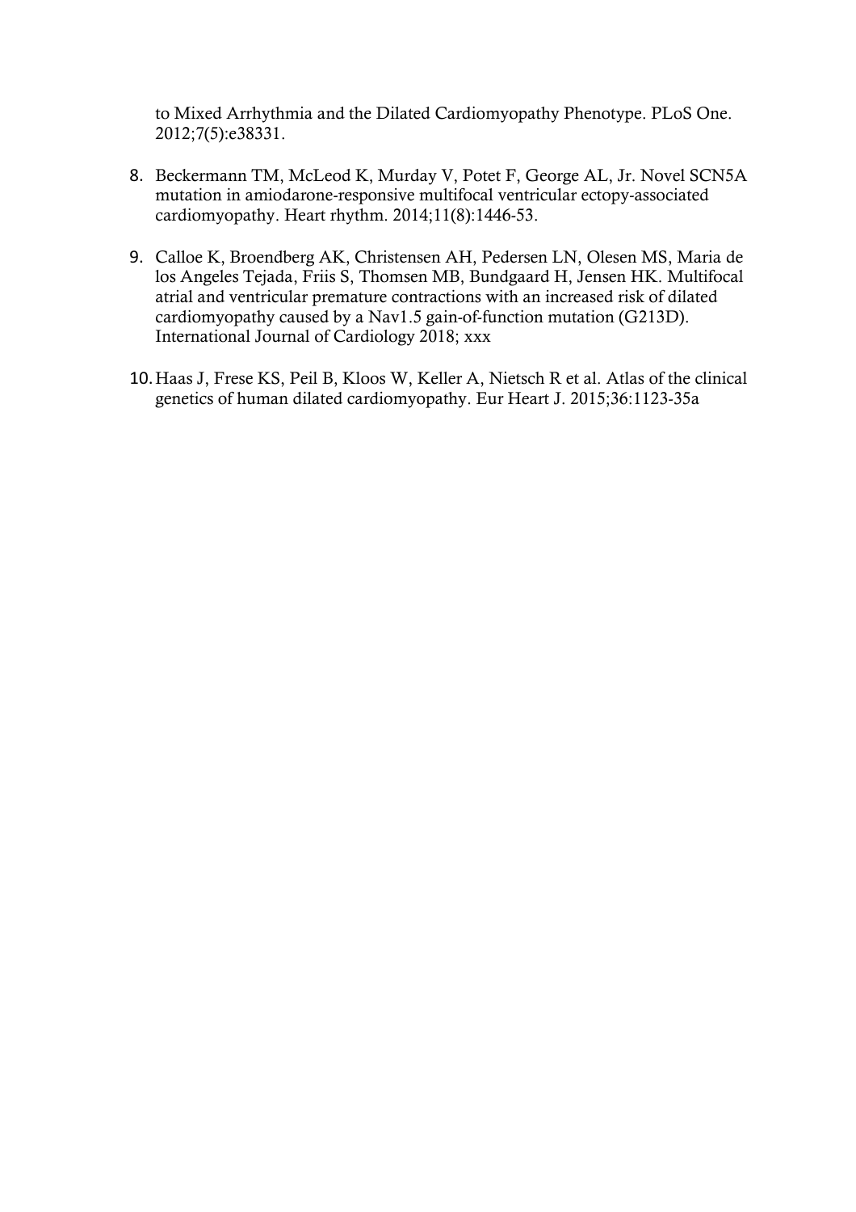to Mixed Arrhythmia and the Dilated Cardiomyopathy Phenotype. PLoS One. 2012;7(5):e38331.

8. Beckermann TM, McLeod K, Murday V, Potet F, George AL, Jr. Novel SCN5A mutation in amiodarone-responsive multifocal ventricular ectopy-associated cardiomyopathy. Heart rhythm. 2014;11(8):1446-53.

9. Calloe K, Broendberg AK, Christensen AH, Pedersen LN, Olesen MS, Maria de los Angeles Tejada, Friis S, Thomsen MB, Bundgaard H, Jensen HK. Multifocal atrial and ventricular premature contractions with an increased risk of dilated cardiomyopathy caused by a Nav1.5 gain-of-function mutation (G213D). International Journal of Cardiology 2018; xxx

10. Haas J, Frese KS, Peil B, Kloos W, Keller A, Nietsch R et al. Atlas of the clinical genetics of human dilated cardiomyopathy. Eur Heart J. 2015;36:1123-35a